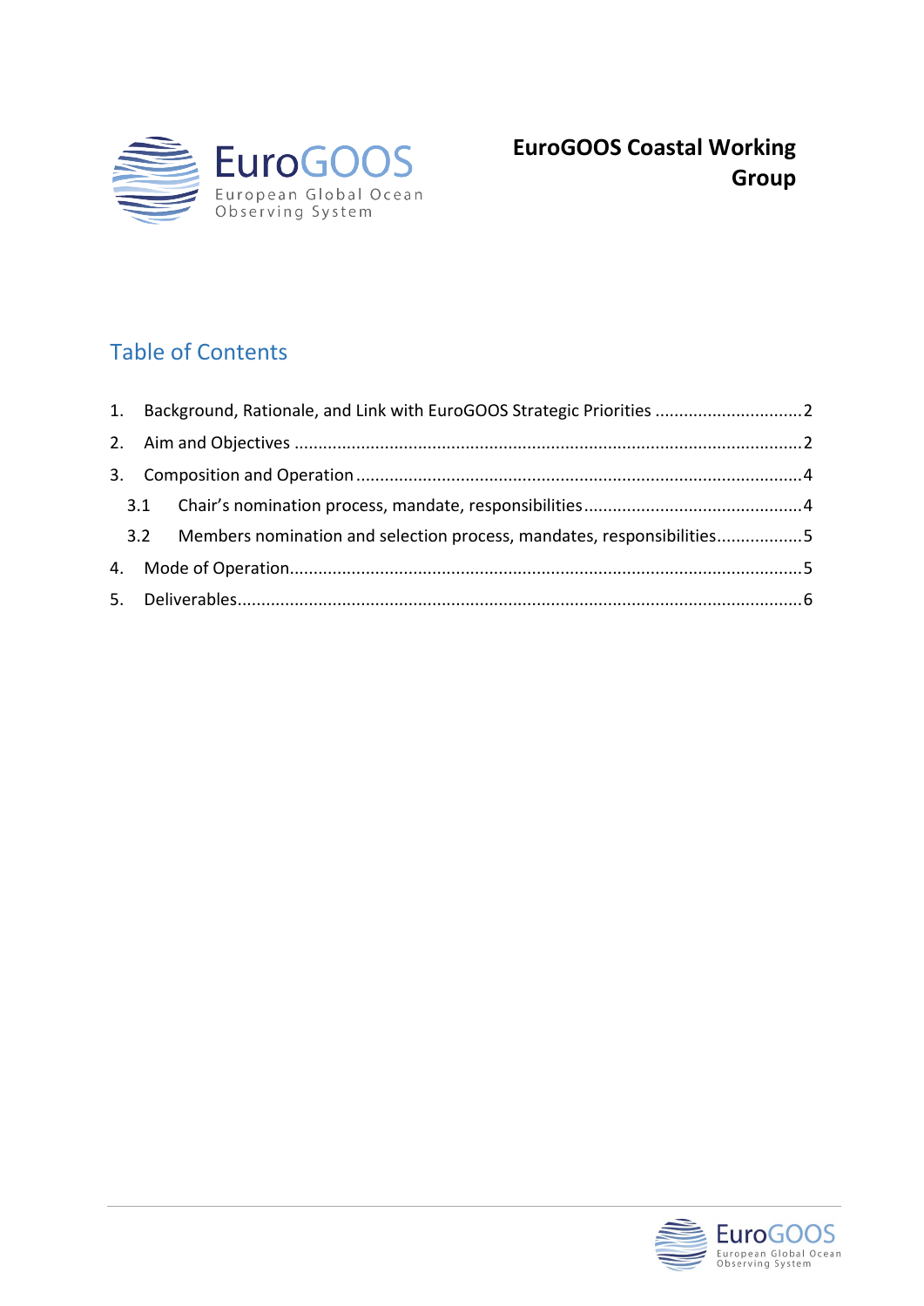# EuroGOOS Coastal Working Group

## Table of Contents

1. Background, Rationale, and Link with EuroGOOS Strategic Priorities .............................. 2
2. Aim and Objectives .......................................................................................................... 2
3. Composition and Operation ............................................................................................ 4
   - 3.1 Chair's nomination process, mandate, responsibilities ............................................. 4
   - 3.2 Members nomination and selection process, mandates, responsibilities .................. 5
4. Mode of Operation ........................................................................................................... 5
5. Deliverables ..................................................................................................................... 6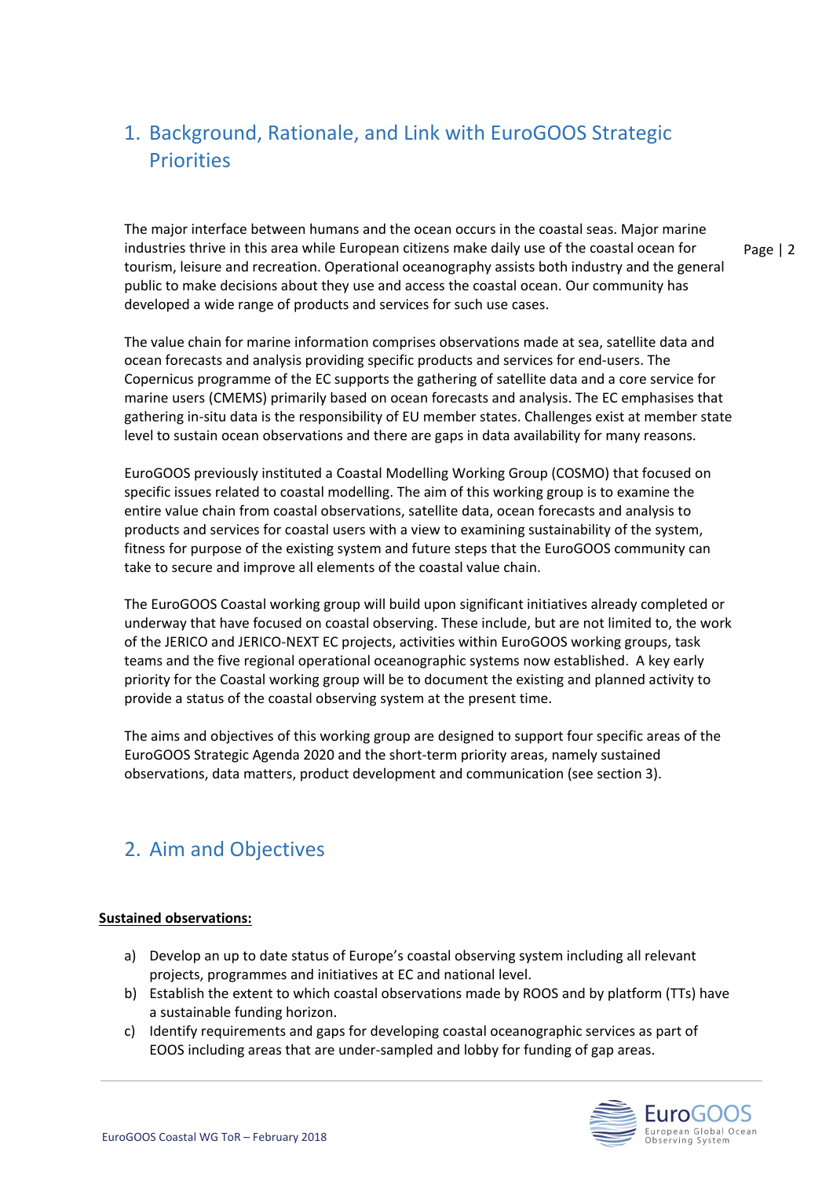# 1. Background, Rationale, and Link with EuroGOOS Strategic Priorities

The major interface between humans and the ocean occurs in the coastal seas. Major marine industries thrive in this area while European citizens make daily use of the coastal ocean for tourism, leisure and recreation. Operational oceanography assists both industry and the general public to make decisions about they use and access the coastal ocean. Our community has developed a wide range of products and services for such use cases.

The value chain for marine information comprises observations made at sea, satellite data and ocean forecasts and analysis providing specific products and services for end-users. The Copernicus programme of the EC supports the gathering of satellite data and a core service for marine users (CMEMS) primarily based on ocean forecasts and analysis. The EC emphasises that gathering in-situ data is the responsibility of EU member states. Challenges exist at member state level to sustain ocean observations and there are gaps in data availability for many reasons.

EuroGOOS previously instituted a Coastal Modelling Working Group (COSMO) that focused on specific issues related to coastal modelling. The aim of this working group is to examine the entire value chain from coastal observations, satellite data, ocean forecasts and analysis to products and services for coastal users with a view to examining sustainability of the system, fitness for purpose of the existing system and future steps that the EuroGOOS community can take to secure and improve all elements of the coastal value chain.

The EuroGOOS Coastal working group will build upon significant initiatives already completed or underway that have focused on coastal observing. These include, but are not limited to, the work of the JERICO and JERICO-NEXT EC projects, activities within EuroGOOS working groups, task teams and the five regional operational oceanographic systems now established. A key early priority for the Coastal working group will be to document the existing and planned activity to provide a status of the coastal observing system at the present time.

The aims and objectives of this working group are designed to support four specific areas of the EuroGOOS Strategic Agenda 2020 and the short-term priority areas, namely sustained observations, data matters, product development and communication (see section 3).

# 2. Aim and Objectives

**Sustained observations:**

a) Develop an up to date status of Europe's coastal observing system including all relevant projects, programmes and initiatives at EC and national level.
b) Establish the extent to which coastal observations made by ROOS and by platform (TTs) have a sustainable funding horizon.
c) Identify requirements and gaps for developing coastal oceanographic services as part of EOOS including areas that are under-sampled and lobby for funding of gap areas.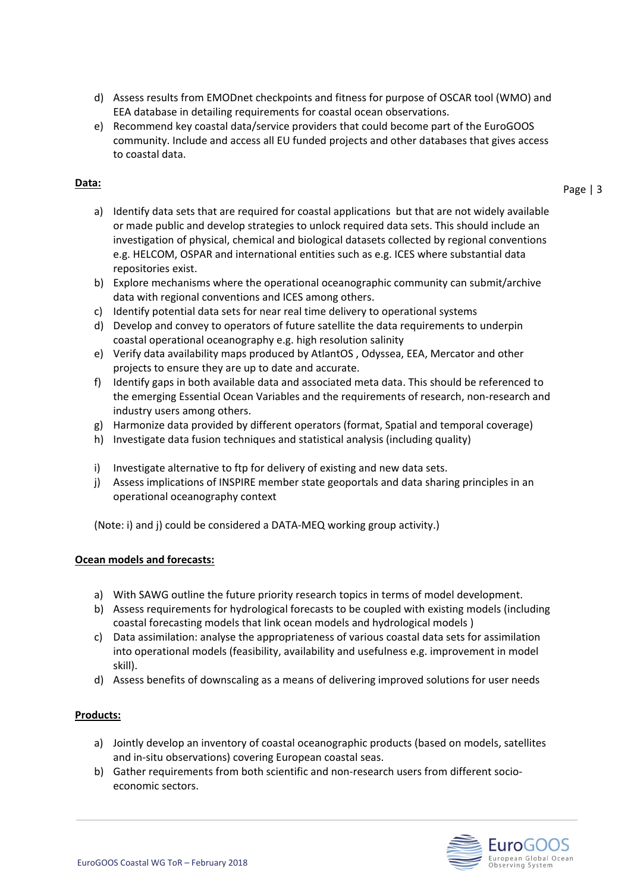d) Assess results from EMODnet checkpoints and fitness for purpose of OSCAR tool (WMO) and EEA database in detailing requirements for coastal ocean observations.
e) Recommend key coastal data/service providers that could become part of the EuroGOOS community. Include and access all EU funded projects and other databases that gives access to coastal data.

**Data:**

a) Identify data sets that are required for coastal applications but that are not widely available or made public and develop strategies to unlock required data sets. This should include an investigation of physical, chemical and biological datasets collected by regional conventions e.g. HELCOM, OSPAR and international entities such as e.g. ICES where substantial data repositories exist.
b) Explore mechanisms where the operational oceanographic community can submit/archive data with regional conventions and ICES among others.
c) Identify potential data sets for near real time delivery to operational systems
d) Develop and convey to operators of future satellite the data requirements to underpin coastal operational oceanography e.g. high resolution salinity
e) Verify data availability maps produced by AtlantOS , Odyssea, EEA, Mercator and other projects to ensure they are up to date and accurate.
f) Identify gaps in both available data and associated meta data. This should be referenced to the emerging Essential Ocean Variables and the requirements of research, non-research and industry users among others.
g) Harmonize data provided by different operators (format, Spatial and temporal coverage)
h) Investigate data fusion techniques and statistical analysis (including quality)
i) Investigate alternative to ftp for delivery of existing and new data sets.
j) Assess implications of INSPIRE member state geoportals and data sharing principles in an operational oceanography context

(Note: i) and j) could be considered a DATA-MEQ working group activity.)

**Ocean models and forecasts:**

a) With SAWG outline the future priority research topics in terms of model development.
b) Assess requirements for hydrological forecasts to be coupled with existing models (including coastal forecasting models that link ocean models and hydrological models )
c) Data assimilation: analyse the appropriateness of various coastal data sets for assimilation into operational models (feasibility, availability and usefulness e.g. improvement in model skill).
d) Assess benefits of downscaling as a means of delivering improved solutions for user needs

**Products:**

a) Jointly develop an inventory of coastal oceanographic products (based on models, satellites and in-situ observations) covering European coastal seas.
b) Gather requirements from both scientific and non-research users from different socio-economic sectors.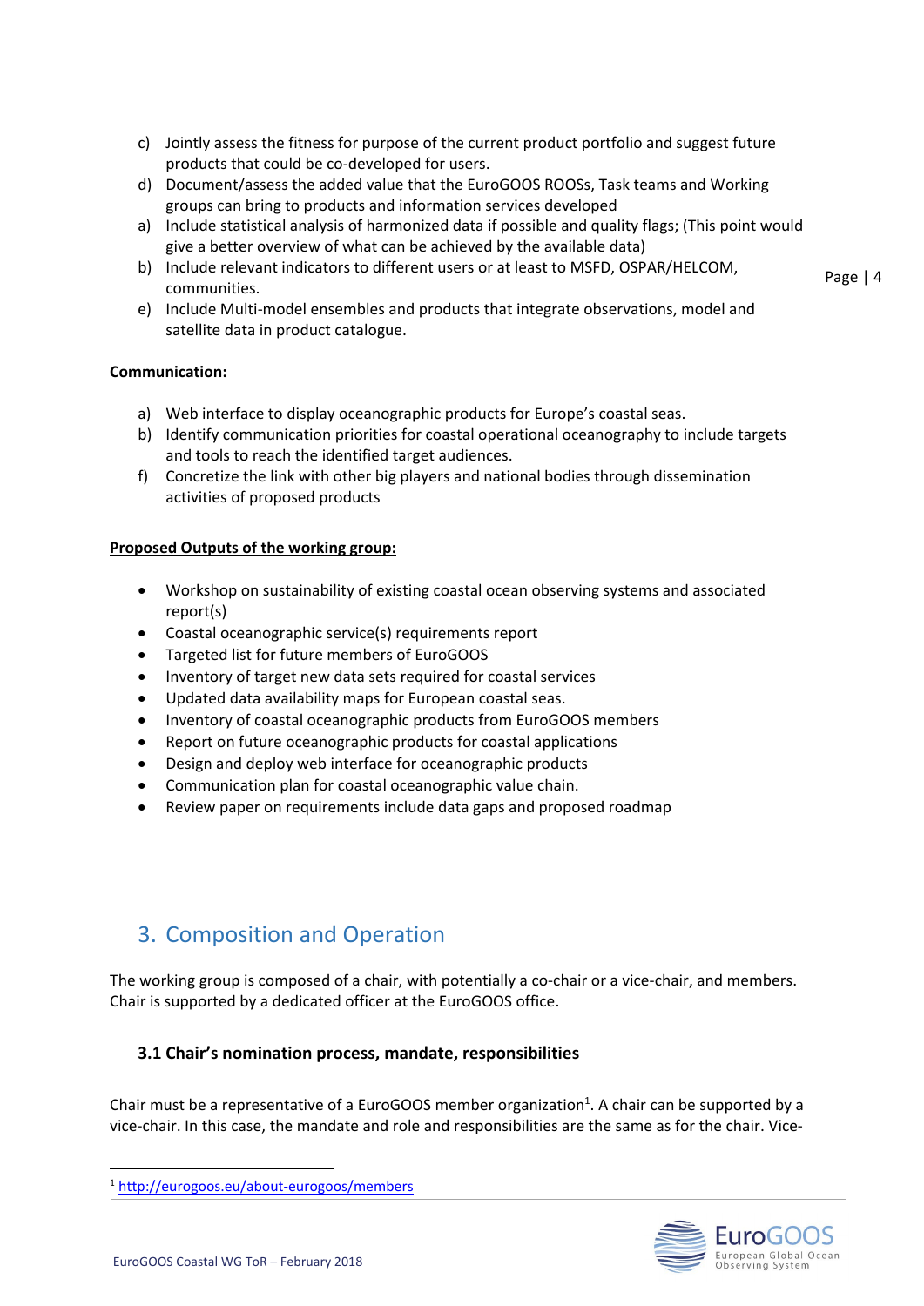c) Jointly assess the fitness for purpose of the current product portfolio and suggest future products that could be co-developed for users.
d) Document/assess the added value that the EuroGOOS ROOSs, Task teams and Working groups can bring to products and information services developed
a) Include statistical analysis of harmonized data if possible and quality flags; (This point would give a better overview of what can be achieved by the available data)
b) Include relevant indicators to different users or at least to MSFD, OSPAR/HELCOM, communities.
e) Include Multi-model ensembles and products that integrate observations, model and satellite data in product catalogue.

**Communication:**

a) Web interface to display oceanographic products for Europe's coastal seas.
b) Identify communication priorities for coastal operational oceanography to include targets and tools to reach the identified target audiences.
f) Concretize the link with other big players and national bodies through dissemination activities of proposed products

**Proposed Outputs of the working group:**

- Workshop on sustainability of existing coastal ocean observing systems and associated report(s)
- Coastal oceanographic service(s) requirements report
- Targeted list for future members of EuroGOOS
- Inventory of target new data sets required for coastal services
- Updated data availability maps for European coastal seas.
- Inventory of coastal oceanographic products from EuroGOOS members
- Report on future oceanographic products for coastal applications
- Design and deploy web interface for oceanographic products
- Communication plan for coastal oceanographic value chain.
- Review paper on requirements include data gaps and proposed roadmap

## 3. Composition and Operation

The working group is composed of a chair, with potentially a co-chair or a vice-chair, and members. Chair is supported by a dedicated officer at the EuroGOOS office.

### 3.1 Chair's nomination process, mandate, responsibilities

Chair must be a representative of a EuroGOOS member organization[1]. A chair can be supported by a vice-chair. In this case, the mandate and role and responsibilities are the same as for the chair. Vice-

[1] http://eurogoos.eu/about-eurogoos/members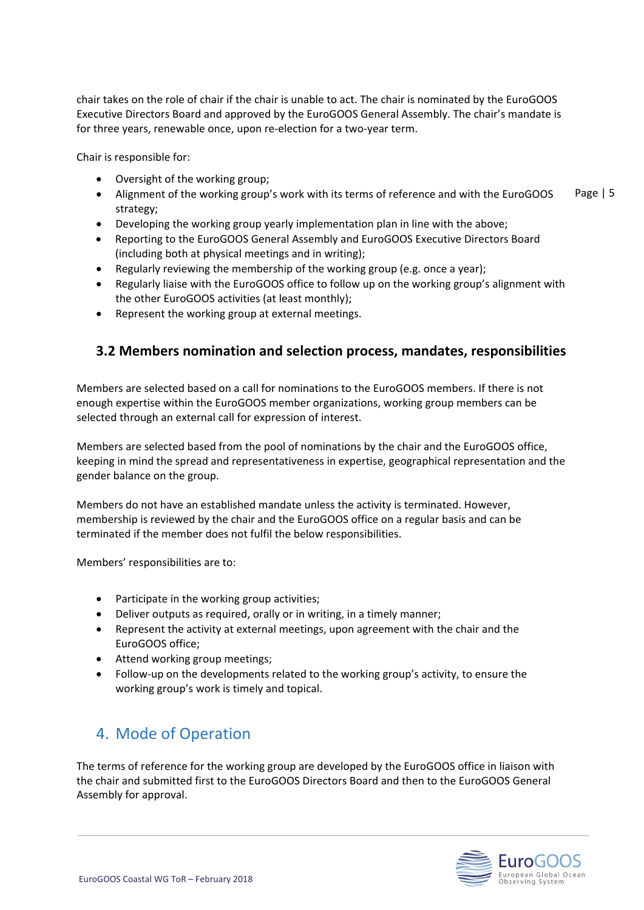chair takes on the role of chair if the chair is unable to act. The chair is nominated by the EuroGOOS Executive Directors Board and approved by the EuroGOOS General Assembly. The chair's mandate is for three years, renewable once, upon re-election for a two-year term.

Chair is responsible for:

- Oversight of the working group;
- Alignment of the working group's work with its terms of reference and with the EuroGOOS strategy;
- Developing the working group yearly implementation plan in line with the above;
- Reporting to the EuroGOOS General Assembly and EuroGOOS Executive Directors Board (including both at physical meetings and in writing);
- Regularly reviewing the membership of the working group (e.g. once a year);
- Regularly liaise with the EuroGOOS office to follow up on the working group's alignment with the other EuroGOOS activities (at least monthly);
- Represent the working group at external meetings.

### 3.2 Members nomination and selection process, mandates, responsibilities

Members are selected based on a call for nominations to the EuroGOOS members. If there is not enough expertise within the EuroGOOS member organizations, working group members can be selected through an external call for expression of interest.

Members are selected based from the pool of nominations by the chair and the EuroGOOS office, keeping in mind the spread and representativeness in expertise, geographical representation and the gender balance on the group.

Members do not have an established mandate unless the activity is terminated. However, membership is reviewed by the chair and the EuroGOOS office on a regular basis and can be terminated if the member does not fulfil the below responsibilities.

Members' responsibilities are to:

- Participate in the working group activities;
- Deliver outputs as required, orally or in writing, in a timely manner;
- Represent the activity at external meetings, upon agreement with the chair and the EuroGOOS office;
- Attend working group meetings;
- Follow-up on the developments related to the working group's activity, to ensure the working group's work is timely and topical.

## 4. Mode of Operation

The terms of reference for the working group are developed by the EuroGOOS office in liaison with the chair and submitted first to the EuroGOOS Directors Board and then to the EuroGOOS General Assembly for approval.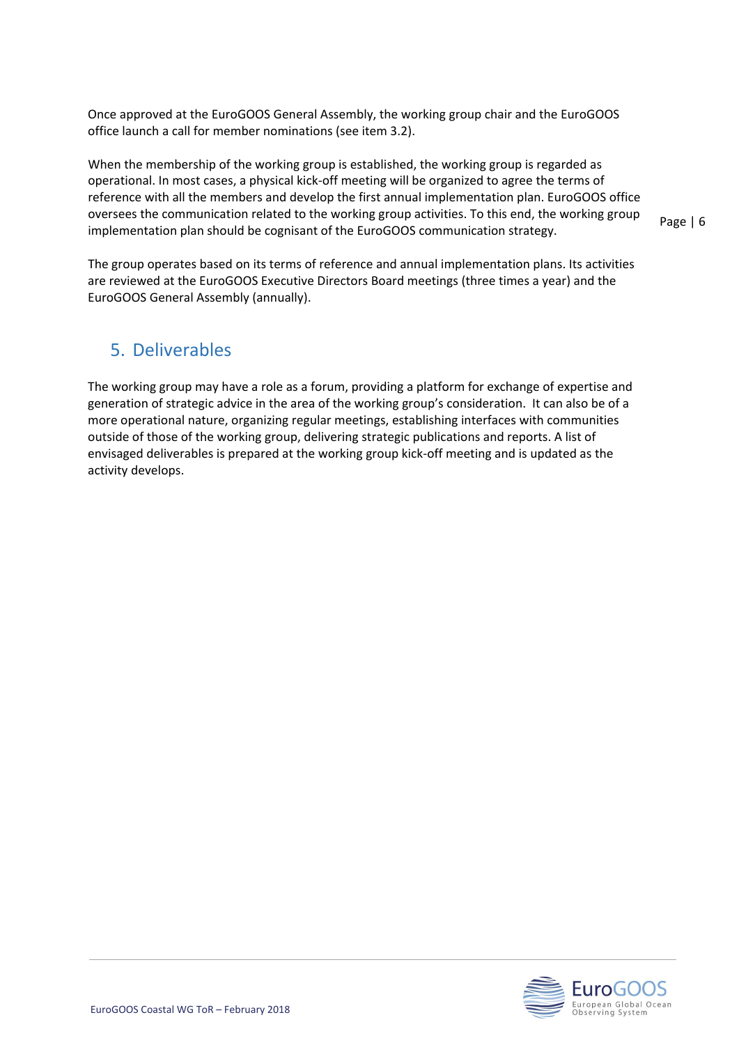Once approved at the EuroGOOS General Assembly, the working group chair and the EuroGOOS office launch a call for member nominations (see item 3.2).

When the membership of the working group is established, the working group is regarded as operational. In most cases, a physical kick-off meeting will be organized to agree the terms of reference with all the members and develop the first annual implementation plan. EuroGOOS office oversees the communication related to the working group activities. To this end, the working group implementation plan should be cognisant of the EuroGOOS communication strategy.

The group operates based on its terms of reference and annual implementation plans. Its activities are reviewed at the EuroGOOS Executive Directors Board meetings (three times a year) and the EuroGOOS General Assembly (annually).

## 5. Deliverables

The working group may have a role as a forum, providing a platform for exchange of expertise and generation of strategic advice in the area of the working group's consideration. It can also be of a more operational nature, organizing regular meetings, establishing interfaces with communities outside of those of the working group, delivering strategic publications and reports. A list of envisaged deliverables is prepared at the working group kick-off meeting and is updated as the activity develops.